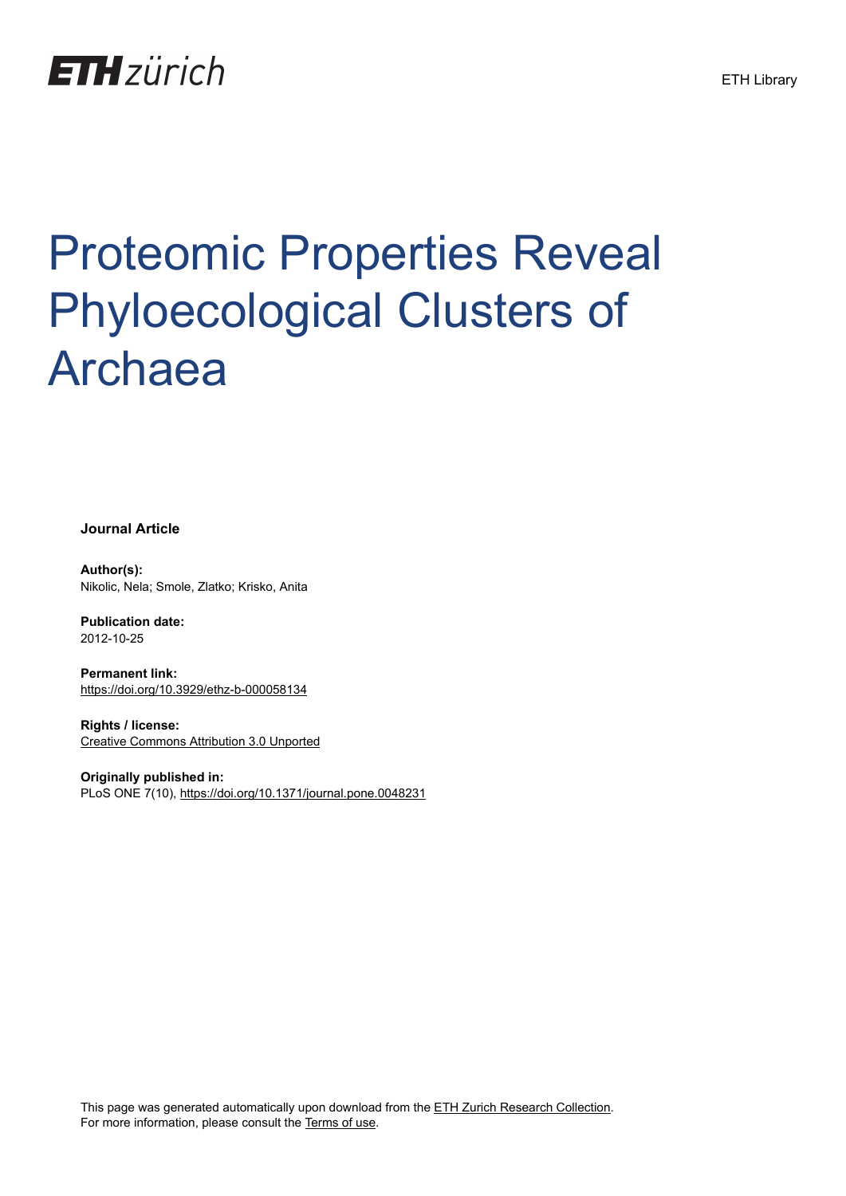ETH zürich

ETH Library

# Proteomic Properties Reveal Phyloecological Clusters of Archaea

**Journal Article**

**Author(s):**
Nikolic, Nela; Smole, Zlatko; Krisko, Anita

**Publication date:**
2012-10-25

**Permanent link:**
https://doi.org/10.3929/ethz-b-000058134

**Rights / license:**
Creative Commons Attribution 3.0 Unported

**Originally published in:**
PLoS ONE 7(10), https://doi.org/10.1371/journal.pone.0048231

This page was generated automatically upon download from the ETH Zurich Research Collection.
For more information, please consult the Terms of use.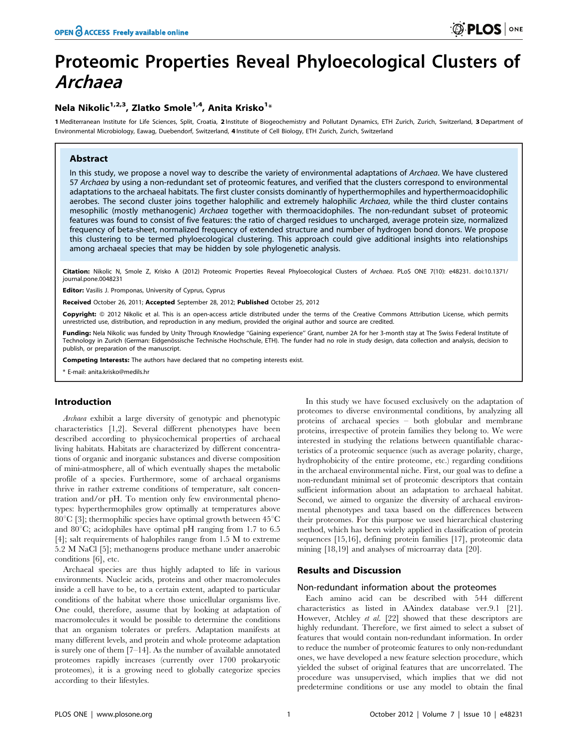# Proteomic Properties Reveal Phyloecological Clusters of *Archaea*

## Nela Nikolic[1,2,3], Zlatko Smole[1,4], Anita Krisko[1]*

1 Mediterranean Institute for Life Sciences, Split, Croatia, 2 Institute of Biogeochemistry and Pollutant Dynamics, ETH Zurich, Zurich, Switzerland, 3 Department of Environmental Microbiology, Eawag, Duebendorf, Switzerland, 4 Institute of Cell Biology, ETH Zurich, Zurich, Switzerland

### Abstract

In this study, we propose a novel way to describe the variety of environmental adaptations of *Archaea*. We have clustered 57 *Archaea* by using a non-redundant set of proteomic features, and verified that the clusters correspond to environmental adaptations to the archaeal habitats. The first cluster consists dominantly of hyperthermophiles and hyperthermoacidophilic aerobes. The second cluster joins together halophilic and extremely halophilic *Archaea*, while the third cluster contains mesophilic (mostly methanogenic) *Archaea* together with thermoacidophiles. The non-redundant subset of proteomic features was found to consist of five features: the ratio of charged residues to uncharged, average protein size, normalized frequency of beta-sheet, normalized frequency of extended structure and number of hydrogen bond donors. We propose this clustering to be termed phyloecological clustering. This approach could give additional insights into relationships among archaeal species that may be hidden by sole phylogenetic analysis.

**Citation:** Nikolic N, Smole Z, Krisko A (2012) Proteomic Properties Reveal Phyloecological Clusters of *Archaea*. PLoS ONE 7(10): e48231. doi:10.1371/journal.pone.0048231

**Editor:** Vasilis J. Promponas, University of Cyprus, Cyprus

**Received** October 26, 2011; **Accepted** September 28, 2012; **Published** October 25, 2012

**Copyright:** © 2012 Nikolic et al. This is an open-access article distributed under the terms of the Creative Commons Attribution License, which permits unrestricted use, distribution, and reproduction in any medium, provided the original author and source are credited.

**Funding:** Nela Nikolic was funded by Unity Through Knowledge "Gaining experience" Grant, number 2A for her 3-month stay at The Swiss Federal Institute of Technology in Zurich (German: Eidgenössische Technische Hochschule, ETH). The funder had no role in study design, data collection and analysis, decision to publish, or preparation of the manuscript.

**Competing Interests:** The authors have declared that no competing interests exist.

\* E-mail: anita.krisko@medils.hr

## Introduction

*Archaea* exhibit a large diversity of genotypic and phenotypic characteristics [1,2]. Several different phenotypes have been described according to physicochemical properties of archaeal living habitats. Habitats are characterized by different concentrations of organic and inorganic substances and diverse composition of mini-atmosphere, all of which eventually shapes the metabolic profile of a species. Furthermore, some of archaeal organisms thrive in rather extreme conditions of temperature, salt concentration and/or pH. To mention only few environmental phenotypes: hyperthermophiles grow optimally at temperatures above 80°C [3]; thermophilic species have optimal growth between 45°C and 80°C; acidophiles have optimal pH ranging from 1.7 to 6.5 [4]; salt requirements of halophiles range from 1.5 M to extreme 5.2 M NaCl [5]; methanogens produce methane under anaerobic conditions [6], etc.

Archaeal species are thus highly adapted to life in various environments. Nucleic acids, proteins and other macromolecules inside a cell have to be, to a certain extent, adapted to particular conditions of the habitat where those unicellular organisms live. One could, therefore, assume that by looking at adaptation of macromolecules it would be possible to determine the conditions that an organism tolerates or prefers. Adaptation manifests at many different levels, and protein and whole proteome adaptation is surely one of them [7–14]. As the number of available annotated proteomes rapidly increases (currently over 1700 prokaryotic proteomes), it is a growing need to globally categorize species according to their lifestyles.

In this study we have focused exclusively on the adaptation of proteomes to diverse environmental conditions, by analyzing all proteins of archaeal species – both globular and membrane proteins, irrespective of protein families they belong to. We were interested in studying the relations between quantifiable characteristics of a proteomic sequence (such as average polarity, charge, hydrophobicity of the entire proteome, etc.) regarding conditions in the archaeal environmental niche. First, our goal was to define a non-redundant minimal set of proteomic descriptors that contain sufficient information about an adaptation to archaeal habitat. Second, we aimed to organize the diversity of archaeal environmental phenotypes and taxa based on the differences between their proteomes. For this purpose we used hierarchical clustering method, which has been widely applied in classification of protein sequences [15,16], defining protein families [17], proteomic data mining [18,19] and analyses of microarray data [20].

## Results and Discussion

### Non-redundant information about the proteomes

Each amino acid can be described with 544 different characteristics as listed in AAindex database ver.9.1 [21]. However, Atchley *et al.* [22] showed that these descriptors are highly redundant. Therefore, we first aimed to select a subset of features that would contain non-redundant information. In order to reduce the number of proteomic features to only non-redundant ones, we have developed a new feature selection procedure, which yielded the subset of original features that are uncorrelated. The procedure was unsupervised, which implies that we did not predetermine conditions or use any model to obtain the final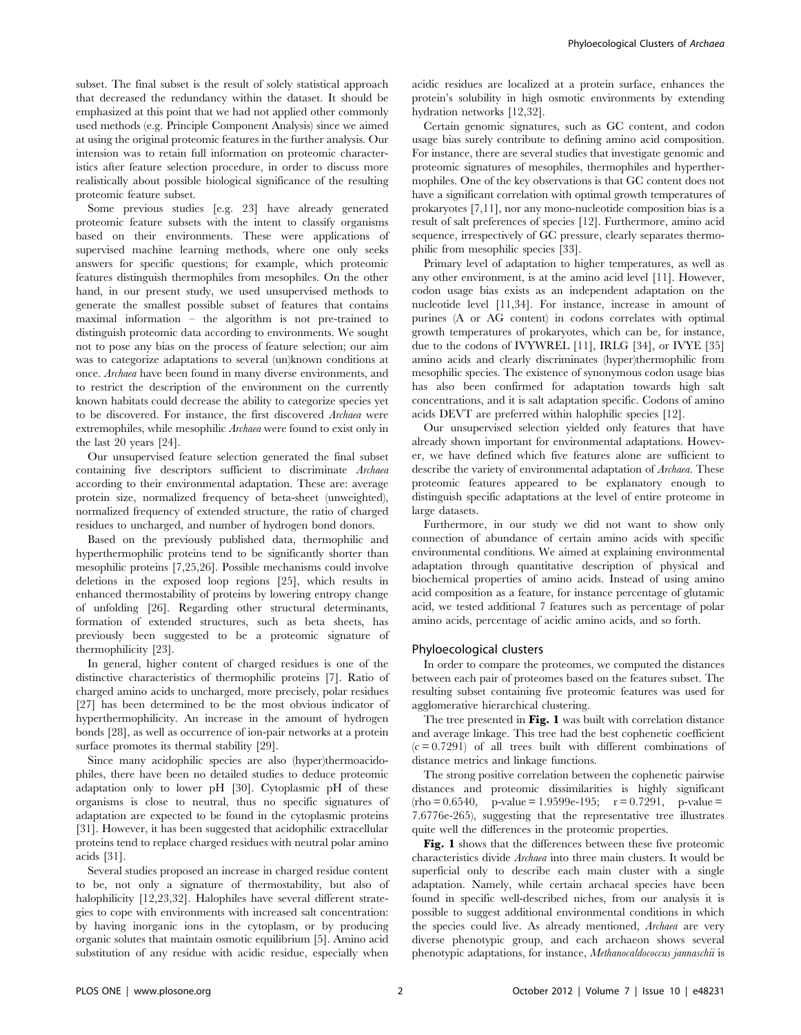subset. The final subset is the result of solely statistical approach that decreased the redundancy within the dataset. It should be emphasized at this point that we had not applied other commonly used methods (e.g. Principle Component Analysis) since we aimed at using the original proteomic features in the further analysis. Our intension was to retain full information on proteomic characteristics after feature selection procedure, in order to discuss more realistically about possible biological significance of the resulting proteomic feature subset.

Some previous studies [e.g. 23] have already generated proteomic feature subsets with the intent to classify organisms based on their environments. These were applications of supervised machine learning methods, where one only seeks answers for specific questions; for example, which proteomic features distinguish thermophiles from mesophiles. On the other hand, in our present study, we used unsupervised methods to generate the smallest possible subset of features that contains maximal information – the algorithm is not pre-trained to distinguish proteomic data according to environments. We sought not to pose any bias on the process of feature selection; our aim was to categorize adaptations to several (un)known conditions at once. *Archaea* have been found in many diverse environments, and to restrict the description of the environment on the currently known habitats could decrease the ability to categorize species yet to be discovered. For instance, the first discovered *Archaea* were extremophiles, while mesophilic *Archaea* were found to exist only in the last 20 years [24].

Our unsupervised feature selection generated the final subset containing five descriptors sufficient to discriminate *Archaea* according to their environmental adaptation. These are: average protein size, normalized frequency of beta-sheet (unweighted), normalized frequency of extended structure, the ratio of charged residues to uncharged, and number of hydrogen bond donors.

Based on the previously published data, thermophilic and hyperthermophilic proteins tend to be significantly shorter than mesophilic proteins [7,25,26]. Possible mechanisms could involve deletions in the exposed loop regions [25], which results in enhanced thermostability of proteins by lowering entropy change of unfolding [26]. Regarding other structural determinants, formation of extended structures, such as beta sheets, has previously been suggested to be a proteomic signature of thermophilicity [23].

In general, higher content of charged residues is one of the distinctive characteristics of thermophilic proteins [7]. Ratio of charged amino acids to uncharged, more precisely, polar residues [27] has been determined to be the most obvious indicator of hyperthermophilicity. An increase in the amount of hydrogen bonds [28], as well as occurrence of ion-pair networks at a protein surface promotes its thermal stability [29].

Since many acidophilic species are also (hyper)thermoacidophiles, there have been no detailed studies to deduce proteomic adaptation only to lower pH [30]. Cytoplasmic pH of these organisms is close to neutral, thus no specific signatures of adaptation are expected to be found in the cytoplasmic proteins [31]. However, it has been suggested that acidophilic extracellular proteins tend to replace charged residues with neutral polar amino acids [31].

Several studies proposed an increase in charged residue content to be, not only a signature of thermostability, but also of halophilicity [12,23,32]. Halophiles have several different strategies to cope with environments with increased salt concentration: by having inorganic ions in the cytoplasm, or by producing organic solutes that maintain osmotic equilibrium [5]. Amino acid substitution of any residue with acidic residue, especially when acidic residues are localized at a protein surface, enhances the protein's solubility in high osmotic environments by extending hydration networks [12,32].

Certain genomic signatures, such as GC content, and codon usage bias surely contribute to defining amino acid composition. For instance, there are several studies that investigate genomic and proteomic signatures of mesophiles, thermophiles and hyperthermophiles. One of the key observations is that GC content does not have a significant correlation with optimal growth temperatures of prokaryotes [7,11], nor any mono-nucleotide composition bias is a result of salt preferences of species [12]. Furthermore, amino acid sequence, irrespectively of GC pressure, clearly separates thermophilic from mesophilic species [33].

Primary level of adaptation to higher temperatures, as well as any other environment, is at the amino acid level [11]. However, codon usage bias exists as an independent adaptation on the nucleotide level [11,34]. For instance, increase in amount of purines (A or AG content) in codons correlates with optimal growth temperatures of prokaryotes, which can be, for instance, due to the codons of IVYWREL [11], IRLG [34], or IVYE [35] amino acids and clearly discriminates (hyper)thermophilic from mesophilic species. The existence of synonymous codon usage bias has also been confirmed for adaptation towards high salt concentrations, and it is salt adaptation specific. Codons of amino acids DEVT are preferred within halophilic species [12].

Our unsupervised selection yielded only features that have already shown important for environmental adaptations. However, we have defined which five features alone are sufficient to describe the variety of environmental adaptation of *Archaea*. These proteomic features appeared to be explanatory enough to distinguish specific adaptations at the level of entire proteome in large datasets.

Furthermore, in our study we did not want to show only connection of abundance of certain amino acids with specific environmental conditions. We aimed at explaining environmental adaptation through quantitative description of physical and biochemical properties of amino acids. Instead of using amino acid composition as a feature, for instance percentage of glutamic acid, we tested additional 7 features such as percentage of polar amino acids, percentage of acidic amino acids, and so forth.

## Phyloecological clusters

In order to compare the proteomes, we computed the distances between each pair of proteomes based on the features subset. The resulting subset containing five proteomic features was used for agglomerative hierarchical clustering.

The tree presented in **Fig. 1** was built with correlation distance and average linkage. This tree had the best cophenetic coefficient ($c = 0.7291$) of all trees built with different combinations of distance metrics and linkage functions.

The strong positive correlation between the cophenetic pairwise distances and proteomic dissimilarities is highly significant ($rho = 0.6540$, p-value $= 1.9599e-195$; $r = 0.7291$, p-value $= 7.6776e-265$), suggesting that the representative tree illustrates quite well the differences in the proteomic properties.

**Fig. 1** shows that the differences between these five proteomic characteristics divide *Archaea* into three main clusters. It would be superficial only to describe each main cluster with a single adaptation. Namely, while certain archaeal species have been found in specific well-described niches, from our analysis it is possible to suggest additional environmental conditions in which the species could live. As already mentioned, *Archaea* are very diverse phenotypic group, and each archaeon shows several phenotypic adaptations, for instance, *Methanocaldococcus jannaschii* is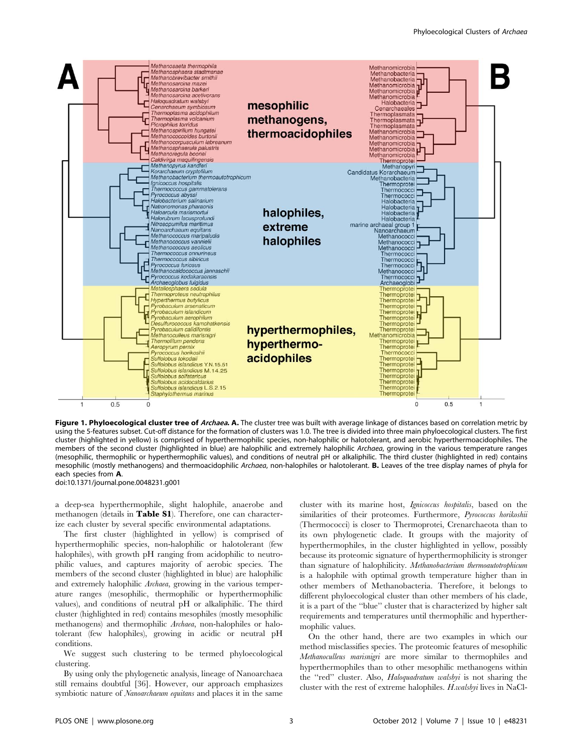**Figure 1. Phyloecological cluster tree of *Archaea*. A.** The cluster tree was built with average linkage of distances based on correlation metric by using the 5-features subset. Cut-off distance for the formation of clusters was 1.0. The tree is divided into three main phyloecological clusters. The first cluster (highlighted in yellow) is comprised of hyperthermophilic species, non-halophilic or halotolerant, and aerobic hyperthermoacidophiles. The members of the second cluster (highlighted in blue) are halophilic and extremely halophilic *Archaea*, growing in the various temperature ranges (mesophilic, thermophilic or hyperthermophilic values), and conditions of neutral pH or alkaliphilic. The third cluster (highlighted in red) contains mesophilic (mostly methanogens) and thermoacidophilic *Archaea*, non-halophiles or halotolerant. **B.** Leaves of the tree display names of phyla for each species from **A**.
doi:10.1371/journal.pone.0048231.g001

a deep-sea hyperthermophile, slight halophile, anaerobe and methanogen (details in **Table S1**). Therefore, one can characterize each cluster by several specific environmental adaptations.

The first cluster (highlighted in yellow) is comprised of hyperthermophilic species, non-halophilic or halotolerant (few halophiles), with growth pH ranging from acidophilic to neutrophilic values, and captures majority of aerobic species. The members of the second cluster (highlighted in blue) are halophilic and extremely halophilic *Archaea*, growing in the various temperature ranges (mesophilic, thermophilic or hyperthermophilic values), and conditions of neutral pH or alkaliphilic. The third cluster (highlighted in red) contains mesophiles (mostly mesophilic methanogens) and thermophilic *Archaea*, non-halophiles or halotolerant (few halophiles), growing in acidic or neutral pH conditions.

We suggest such clustering to be termed phyloecological clustering.

By using only the phylogenetic analysis, lineage of Nanoarchaea still remains doubtful [36]. However, our approach emphasizes symbiotic nature of *Nanoarchaeum equitans* and places it in the same cluster with its marine host, *Ignicoccus hospitalis*, based on the similarities of their proteomes. Furthermore, *Pyrococcus horikoshii* (Thermococci) is closer to Thermoprotei, Crenarchaeota than to its own phylogenetic clade. It groups with the majority of hyperthermophiles, in the cluster highlighted in yellow, possibly because its proteomic signature of hyperthermophilicity is stronger than signature of halophilicity. *Methanobacterium thermoautotrophicum* is a halophile with optimal growth temperature higher than in other members of Methanobacteria. Therefore, it belongs to different phyloecological cluster than other members of its clade, it is a part of the "blue" cluster that is characterized by higher salt requirements and temperatures until thermophilic and hyperthermophilic values.

On the other hand, there are two examples in which our method misclassifies species. The proteomic features of mesophilic *Methanoculleus marisnigri* are more similar to thermophiles and hyperthermophiles than to other mesophilic methanogens within the "red" cluster. Also, *Haloquadratum walsbyi* is not sharing the cluster with the rest of extreme halophiles. *H.walsbyi* lives in NaCl-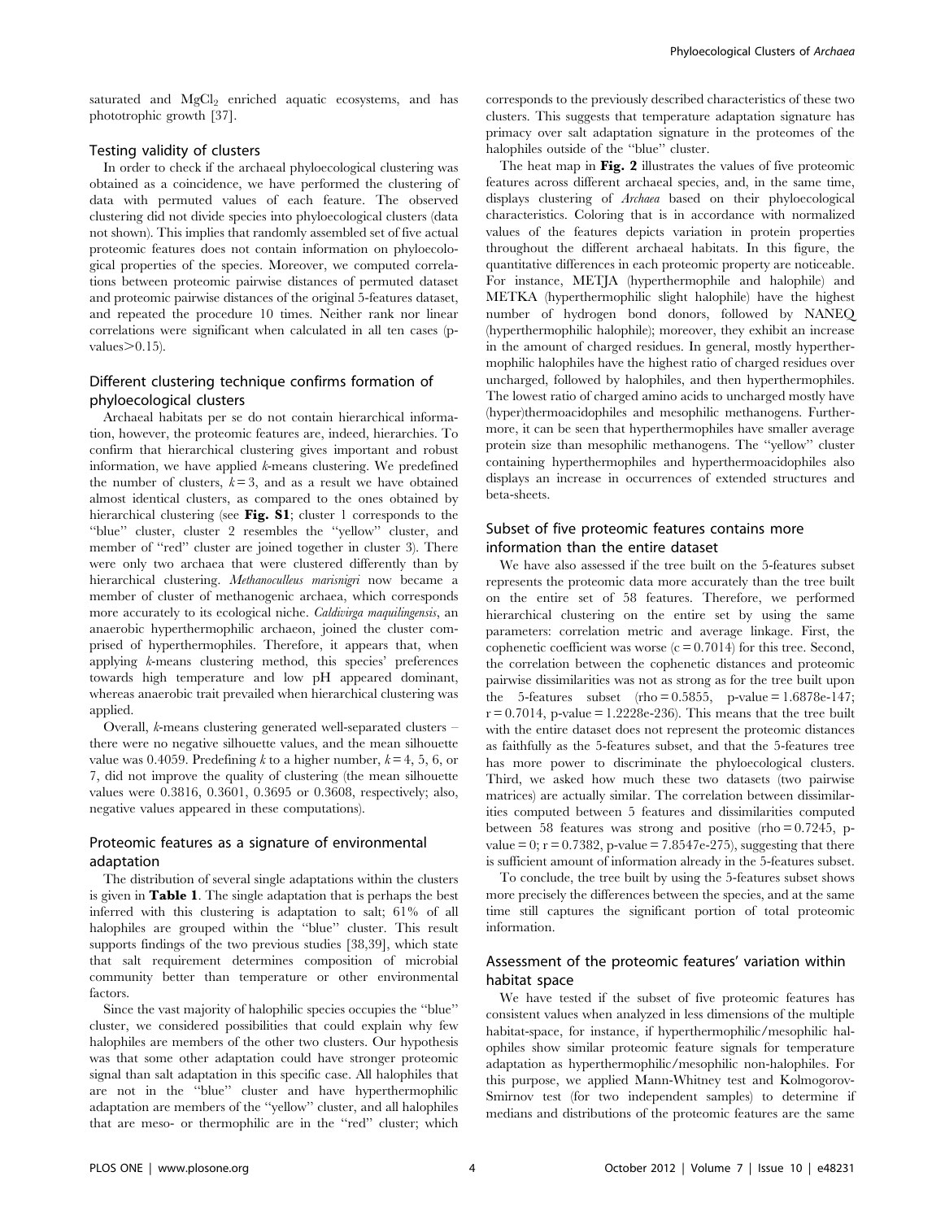saturated and $MgCl_2$ enriched aquatic ecosystems, and has phototrophic growth [37].

### Testing validity of clusters

In order to check if the archaeal phyloecological clustering was obtained as a coincidence, we have performed the clustering of data with permuted values of each feature. The observed clustering did not divide species into phyloecological clusters (data not shown). This implies that randomly assembled set of five actual proteomic features does not contain information on phyloecological properties of the species. Moreover, we computed correlations between proteomic pairwise distances of permuted dataset and proteomic pairwise distances of the original 5-features dataset, and repeated the procedure 10 times. Neither rank nor linear correlations were significant when calculated in all ten cases (p-values$>$0.15).

### Different clustering technique confirms formation of phyloecological clusters

Archaeal habitats per se do not contain hierarchical information, however, the proteomic features are, indeed, hierarchies. To confirm that hierarchical clustering gives important and robust information, we have applied *k*-means clustering. We predefined the number of clusters, $k = 3$, and as a result we have obtained almost identical clusters, as compared to the ones obtained by hierarchical clustering (see **Fig. S1**; cluster 1 corresponds to the "blue" cluster, cluster 2 resembles the "yellow" cluster, and member of "red" cluster are joined together in cluster 3). There were only two archaea that were clustered differently than by hierarchical clustering. *Methanoculleus marisnigri* now became a member of cluster of methanogenic archaea, which corresponds more accurately to its ecological niche. *Caldivirga maquilingensis*, an anaerobic hyperthermophilic archaeon, joined the cluster comprised of hyperthermophiles. Therefore, it appears that, when applying *k*-means clustering method, this species' preferences towards high temperature and low pH appeared dominant, whereas anaerobic trait prevailed when hierarchical clustering was applied.

Overall, *k*-means clustering generated well-separated clusters – there were no negative silhouette values, and the mean silhouette value was 0.4059. Predefining *k* to a higher number, $k = 4$, 5, 6, or 7, did not improve the quality of clustering (the mean silhouette values were 0.3816, 0.3601, 0.3695 or 0.3608, respectively; also, negative values appeared in these computations).

### Proteomic features as a signature of environmental adaptation

The distribution of several single adaptations within the clusters is given in **Table 1**. The single adaptation that is perhaps the best inferred with this clustering is adaptation to salt; 61% of all halophiles are grouped within the "blue" cluster. This result supports findings of the two previous studies [38,39], which state that salt requirement determines composition of microbial community better than temperature or other environmental factors.

Since the vast majority of halophilic species occupies the "blue" cluster, we considered possibilities that could explain why few halophiles are members of the other two clusters. Our hypothesis was that some other adaptation could have stronger proteomic signal than salt adaptation in this specific case. All halophiles that are not in the "blue" cluster and have hyperthermophilic adaptation are members of the "yellow" cluster, and all halophiles that are meso- or thermophilic are in the "red" cluster; which corresponds to the previously described characteristics of these two clusters. This suggests that temperature adaptation signature has primacy over salt adaptation signature in the proteomes of the halophiles outside of the "blue" cluster.

The heat map in **Fig. 2** illustrates the values of five proteomic features across different archaeal species, and, in the same time, displays clustering of *Archaea* based on their phyloecological characteristics. Coloring that is in accordance with normalized values of the features depicts variation in protein properties throughout the different archaeal habitats. In this figure, the quantitative differences in each proteomic property are noticeable. For instance, METJA (hyperthermophile and halophile) and METKA (hyperthermophilic slight halophile) have the highest number of hydrogen bond donors, followed by NANEQ (hyperthermophilic halophile); moreover, they exhibit an increase in the amount of charged residues. In general, mostly hyperthermophilic halophiles have the highest ratio of charged residues over uncharged, followed by halophiles, and then hyperthermophiles. The lowest ratio of charged amino acids to uncharged mostly have (hyper)thermoacidophiles and mesophilic methanogens. Furthermore, it can be seen that hyperthermophiles have smaller average protein size than mesophilic methanogens. The "yellow" cluster containing hyperthermophiles and hyperthermoacidophiles also displays an increase in occurrences of extended structures and beta-sheets.

### Subset of five proteomic features contains more information than the entire dataset

We have also assessed if the tree built on the 5-features subset represents the proteomic data more accurately than the tree built on the entire set of 58 features. Therefore, we performed hierarchical clustering on the entire set by using the same parameters: correlation metric and average linkage. First, the cophenetic coefficient was worse ($c = 0.7014$) for this tree. Second, the correlation between the cophenetic distances and proteomic pairwise dissimilarities was not as strong as for the tree built upon the 5-features subset (rho = 0.5855, p-value = 1.6878e-147; r = 0.7014, p-value = 1.2228e-236). This means that the tree built with the entire dataset does not represent the proteomic distances as faithfully as the 5-features subset, and that the 5-features tree has more power to discriminate the phyloecological clusters. Third, we asked how much these two datasets (two pairwise matrices) are actually similar. The correlation between dissimilarities computed between 5 features and dissimilarities computed between 58 features was strong and positive (rho = 0.7245, p-value = 0; r = 0.7382, p-value = 7.8547e-275), suggesting that there is sufficient amount of information already in the 5-features subset.

To conclude, the tree built by using the 5-features subset shows more precisely the differences between the species, and at the same time still captures the significant portion of total proteomic information.

### Assessment of the proteomic features' variation within habitat space

We have tested if the subset of five proteomic features has consistent values when analyzed in less dimensions of the multiple habitat-space, for instance, if hyperthermophilic/mesophilic halophiles show similar proteomic feature signals for temperature adaptation as hyperthermophilic/mesophilic non-halophiles. For this purpose, we applied Mann-Whitney test and Kolmogorov-Smirnov test (for two independent samples) to determine if medians and distributions of the proteomic features are the same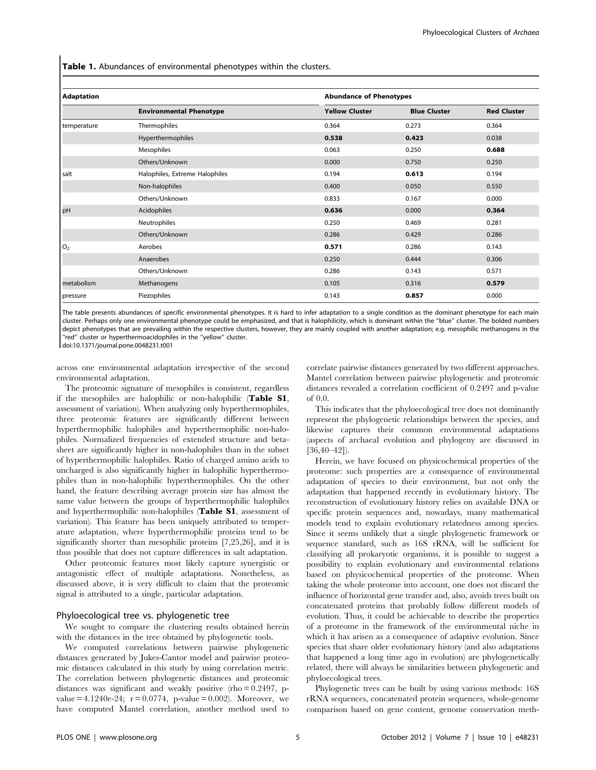**Table 1.** Abundances of environmental phenotypes within the clusters.

| Adaptation | | Abundance of Phenotypes | | |
|---|---|---|---|---|
| | **Environmental Phenotype** | **Yellow Cluster** | **Blue Cluster** | **Red Cluster** |
| temperature | Thermophiles | 0.364 | 0.273 | 0.364 |
| | Hyperthermophiles | **0.538** | **0.423** | 0.038 |
| | Mesophiles | 0.063 | 0.250 | **0.688** |
| | Others/Unknown | 0.000 | 0.750 | 0.250 |
| salt | Halophiles, Extreme Halophiles | 0.194 | **0.613** | 0.194 |
| | Non-halophiles | 0.400 | 0.050 | 0.550 |
| | Others/Unknown | 0.833 | 0.167 | 0.000 |
| pH | Acidophiles | **0.636** | 0.000 | **0.364** |
| | Neutrophiles | 0.250 | 0.469 | 0.281 |
| | Others/Unknown | 0.286 | 0.429 | 0.286 |
| $O_2$ | Aerobes | **0.571** | 0.286 | 0.143 |
| | Anaerobes | 0.250 | 0.444 | 0.306 |
| | Others/Unknown | 0.286 | 0.143 | 0.571 |
| metabolism | Methanogens | 0.105 | 0.316 | **0.579** |
| pressure | Piezophiles | 0.143 | **0.857** | 0.000 |

The table presents abundances of specific environmental phenotypes. It is hard to infer adaptation to a single condition as the dominant phenotype for each main cluster. Perhaps only one environmental phenotype could be emphasized, and that is halophilicity, which is dominant within the "blue" cluster. The bolded numbers depict phenotypes that are prevailing within the respective clusters, however, they are mainly coupled with another adaptation; e.g. mesophilic methanogens in the "red" cluster or hyperthermoacidophiles in the "yellow" cluster.

doi:10.1371/journal.pone.0048231.t001

across one environmental adaptation irrespective of the second environmental adaptation.

The proteomic signature of mesophiles is consistent, regardless if the mesophiles are halophilic or non-halophilic (**Table S1**, assessment of variation). When analyzing only hyperthermophiles, three proteomic features are significantly different between hyperthermophilic halophiles and hyperthermophilic non-halophiles. Normalized frequencies of extended structure and beta-sheet are significantly higher in non-halophiles than in the subset of hyperthermophilic halophiles. Ratio of charged amino acids to uncharged is also significantly higher in halophilic hyperthermophiles than in non-halophilic hyperthermophiles. On the other hand, the feature describing average protein size has almost the same value between the groups of hyperthermophilic halophiles and hyperthermophilic non-halophiles (**Table S1**, assessment of variation). This feature has been uniquely attributed to temperature adaptation, where hyperthermophilic proteins tend to be significantly shorter than mesophilic proteins [7,25,26], and it is thus possible that does not capture differences in salt adaptation.

Other proteomic features most likely capture synergistic or antagonistic effect of multiple adaptations. Nonetheless, as discussed above, it is very difficult to claim that the proteomic signal is attributed to a single, particular adaptation.

## Phyloecological tree vs. phylogenetic tree

We sought to compare the clustering results obtained herein with the distances in the tree obtained by phylogenetic tools.

We computed correlations between pairwise phylogenetic distances generated by Jukes-Cantor model and pairwise proteomic distances calculated in this study by using correlation metric. The correlation between phylogenetic distances and proteomic distances was significant and weakly positive (rho = 0.2497, p-value = 4.1240e-24; r = 0.0774, p-value = 0.002). Moreover, we have computed Mantel correlation, another method used to correlate pairwise distances generated by two different approaches. Mantel correlation between pairwise phylogenetic and proteomic distances revealed a correlation coefficient of 0.2497 and p-value of 0.0.

This indicates that the phyloecological tree does not dominantly represent the phylogenetic relationships between the species, and likewise captures their common environmental adaptations (aspects of archaeal evolution and phylogeny are discussed in [36,40–42]).

Herein, we have focused on physicochemical properties of the proteome: such properties are a consequence of environmental adaptation of species to their environment, but not only the adaptation that happened recently in evolutionary history. The reconstruction of evolutionary history relies on available DNA or specific protein sequences and, nowadays, many mathematical models tend to explain evolutionary relatedness among species. Since it seems unlikely that a single phylogenetic framework or sequence standard, such as 16S rRNA, will be sufficient for classifying all prokaryotic organisms, it is possible to suggest a possibility to explain evolutionary and environmental relations based on physicochemical properties of the proteome. When taking the whole proteome into account, one does not discard the influence of horizontal gene transfer and, also, avoids trees built on concatenated proteins that probably follow different models of evolution. Thus, it could be achievable to describe the properties of a proteome in the framework of the environmental niche in which it has arisen as a consequence of adaptive evolution. Since species that share older evolutionary history (and also adaptations that happened a long time ago in evolution) are phylogenetically related, there will always be similarities between phylogenetic and phyloecological trees.

Phylogenetic trees can be built by using various methods: 16S rRNA sequences, concatenated protein sequences, whole-genome comparison based on gene content, genome conservation meth-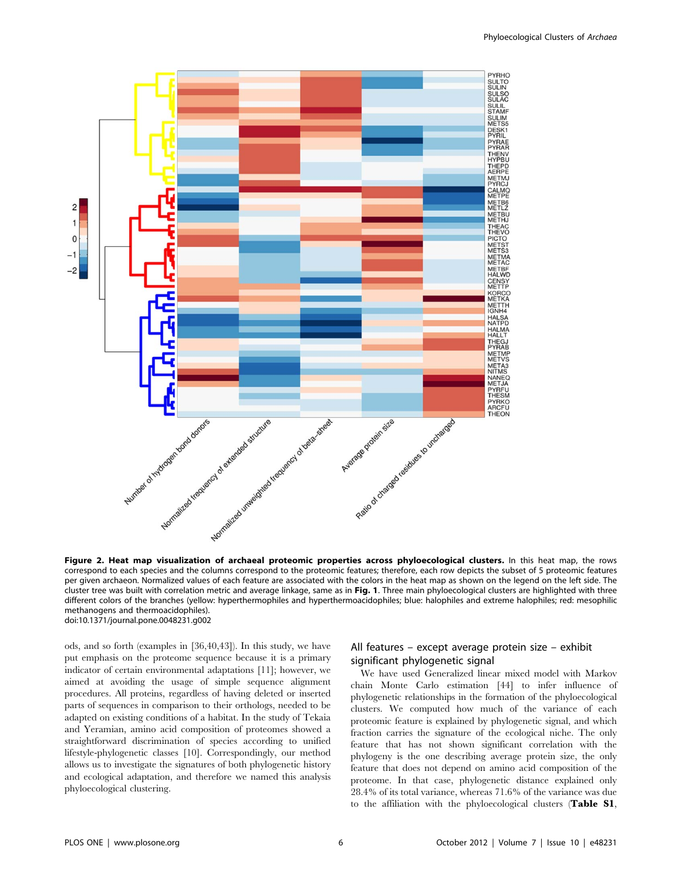**Figure 2. Heat map visualization of archaeal proteomic properties across phyloecological clusters.** In this heat map, the rows correspond to each species and the columns correspond to the proteomic features; therefore, each row depicts the subset of 5 proteomic features per given archaeon. Normalized values of each feature are associated with the colors in the heat map as shown on the legend on the left side. The cluster tree was built with correlation metric and average linkage, same as in **Fig. 1**. Three main phyloecological clusters are highlighted with three different colors of the branches (yellow: hyperthermophiles and hyperthermoacidophiles; blue: halophiles and extreme halophiles; red: mesophilic methanogens and thermoacidophiles).
doi:10.1371/journal.pone.0048231.g002

ods, and so forth (examples in [36,40,43]). In this study, we have put emphasis on the proteome sequence because it is a primary indicator of certain environmental adaptations [11]; however, we aimed at avoiding the usage of simple sequence alignment procedures. All proteins, regardless of having deleted or inserted parts of sequences in comparison to their orthologs, needed to be adapted on existing conditions of a habitat. In the study of Tekaia and Yeramian, amino acid composition of proteomes showed a straightforward discrimination of species according to unified lifestyle-phylogenetic classes [10]. Correspondingly, our method allows us to investigate the signatures of both phylogenetic history and ecological adaptation, and therefore we named this analysis phyloecological clustering.

## All features – except average protein size – exhibit significant phylogenetic signal

We have used Generalized linear mixed model with Markov chain Monte Carlo estimation [44] to infer influence of phylogenetic relationships in the formation of the phyloecological clusters. We computed how much of the variance of each proteomic feature is explained by phylogenetic signal, and which fraction carries the signature of the ecological niche. The only feature that has not shown significant correlation with the phylogeny is the one describing average protein size, the only feature that does not depend on amino acid composition of the proteome. In that case, phylogenetic distance explained only 28.4% of its total variance, whereas 71.6% of the variance was due to the affiliation with the phyloecological clusters (**Table S1**,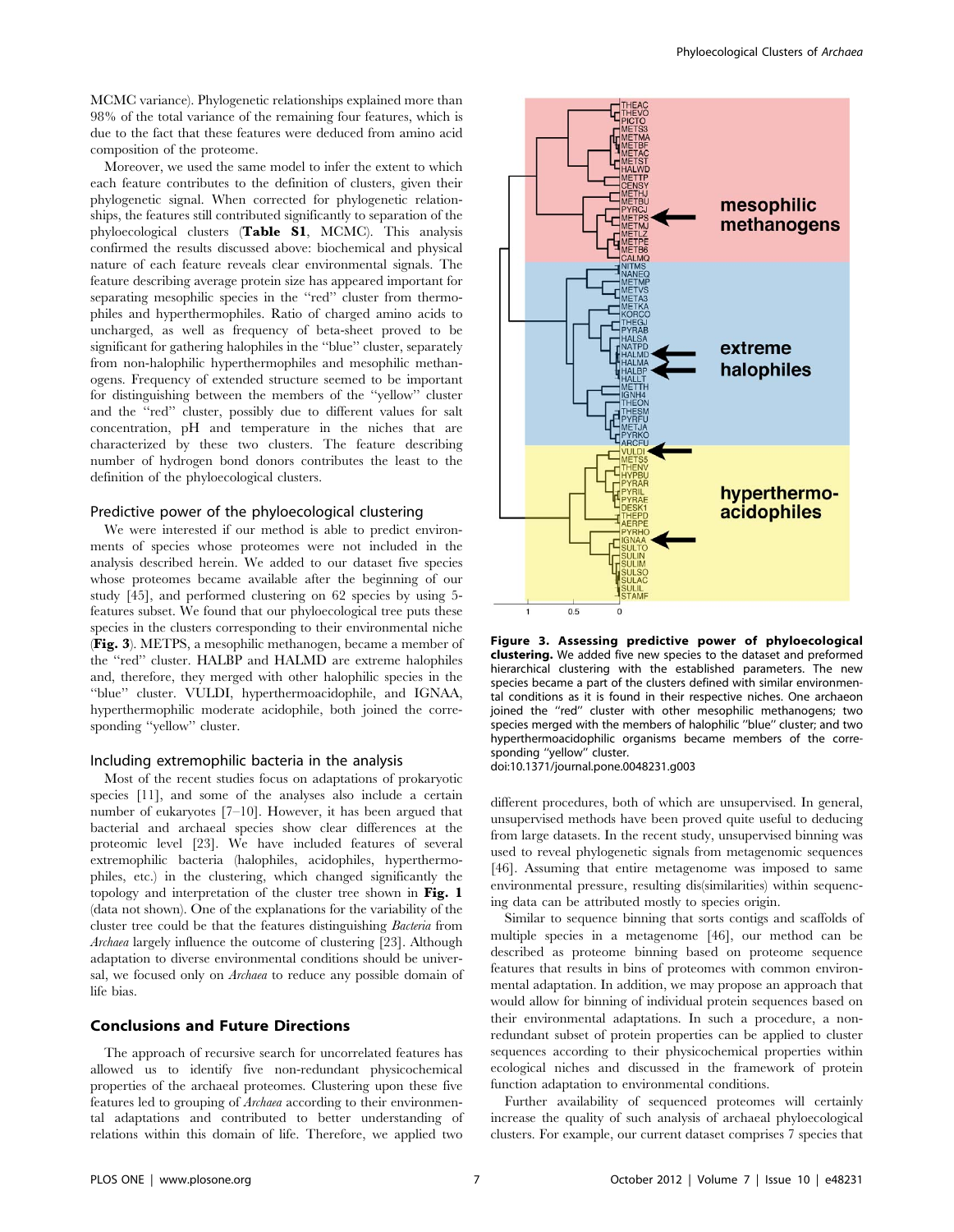MCMC variance). Phylogenetic relationships explained more than 98% of the total variance of the remaining four features, which is due to the fact that these features were deduced from amino acid composition of the proteome.

Moreover, we used the same model to infer the extent to which each feature contributes to the definition of clusters, given their phylogenetic signal. When corrected for phylogenetic relationships, the features still contributed significantly to separation of the phyloecological clusters (**Table S1**, MCMC). This analysis confirmed the results discussed above: biochemical and physical nature of each feature reveals clear environmental signals. The feature describing average protein size has appeared important for separating mesophilic species in the "red" cluster from thermophiles and hyperthermophiles. Ratio of charged amino acids to uncharged, as well as frequency of beta-sheet proved to be significant for gathering halophiles in the "blue" cluster, separately from non-halophilic hyperthermophiles and mesophilic methanogens. Frequency of extended structure seemed to be important for distinguishing between the members of the "yellow" cluster and the "red" cluster, possibly due to different values for salt concentration, pH and temperature in the niches that are characterized by these two clusters. The feature describing number of hydrogen bond donors contributes the least to the definition of the phyloecological clusters.

### Predictive power of the phyloecological clustering

We were interested if our method is able to predict environments of species whose proteomes were not included in the analysis described herein. We added to our dataset five species whose proteomes became available after the beginning of our study [45], and performed clustering on 62 species by using 5-features subset. We found that our phyloecological tree puts these species in the clusters corresponding to their environmental niche (**Fig. 3**). METPS, a mesophilic methanogen, became a member of the "red" cluster. HALBP and HALMD are extreme halophiles and, therefore, they merged with other halophilic species in the "blue" cluster. VULDI, hyperthermoacidophile, and IGNAA, hyperthermophilic moderate acidophile, both joined the corresponding "yellow" cluster.

### Including extremophilic bacteria in the analysis

Most of the recent studies focus on adaptations of prokaryotic species [11], and some of the analyses also include a certain number of eukaryotes [7–10]. However, it has been argued that bacterial and archaeal species show clear differences at the proteomic level [23]. We have included features of several extremophilic bacteria (halophiles, acidophiles, hyperthermophiles, etc.) in the clustering, which changed significantly the topology and interpretation of the cluster tree shown in **Fig. 1** (data not shown). One of the explanations for the variability of the cluster tree could be that the features distinguishing *Bacteria* from *Archaea* largely influence the outcome of clustering [23]. Although adaptation to diverse environmental conditions should be universal, we focused only on *Archaea* to reduce any possible domain of life bias.

## Conclusions and Future Directions

The approach of recursive search for uncorrelated features has allowed us to identify five non-redundant physicochemical properties of the archaeal proteomes. Clustering upon these five features led to grouping of *Archaea* according to their environmental adaptations and contributed to better understanding of relations within this domain of life. Therefore, we applied two different procedures, both of which are unsupervised. In general, unsupervised methods have been proved quite useful to deducing from large datasets. In the recent study, unsupervised binning was used to reveal phylogenetic signals from metagenomic sequences [46]. Assuming that entire metagenome was imposed to same environmental pressure, resulting dis(similarities) within sequencing data can be attributed mostly to species origin.

Similar to sequence binning that sorts contigs and scaffolds of multiple species in a metagenome [46], our method can be described as proteome binning based on proteome sequence features that results in bins of proteomes with common environmental adaptation. In addition, we may propose an approach that would allow for binning of individual protein sequences based on their environmental adaptations. In such a procedure, a non-redundant subset of protein properties can be applied to cluster sequences according to their physicochemical properties within ecological niches and discussed in the framework of protein function adaptation to environmental conditions.

Further availability of sequenced proteomes will certainly increase the quality of such analysis of archaeal phyloecological clusters. For example, our current dataset comprises 7 species that

**Figure 3. Assessing predictive power of phyloecological clustering.** We added five new species to the dataset and preformed hierarchical clustering with the established parameters. The new species became a part of the clusters defined with similar environmental conditions as it is found in their respective niches. One archaeon joined the "red" cluster with other mesophilic methanogens; two species merged with the members of halophilic "blue" cluster; and two hyperthermoacidophilic organisms became members of the corresponding "yellow" cluster.
doi:10.1371/journal.pone.0048231.g003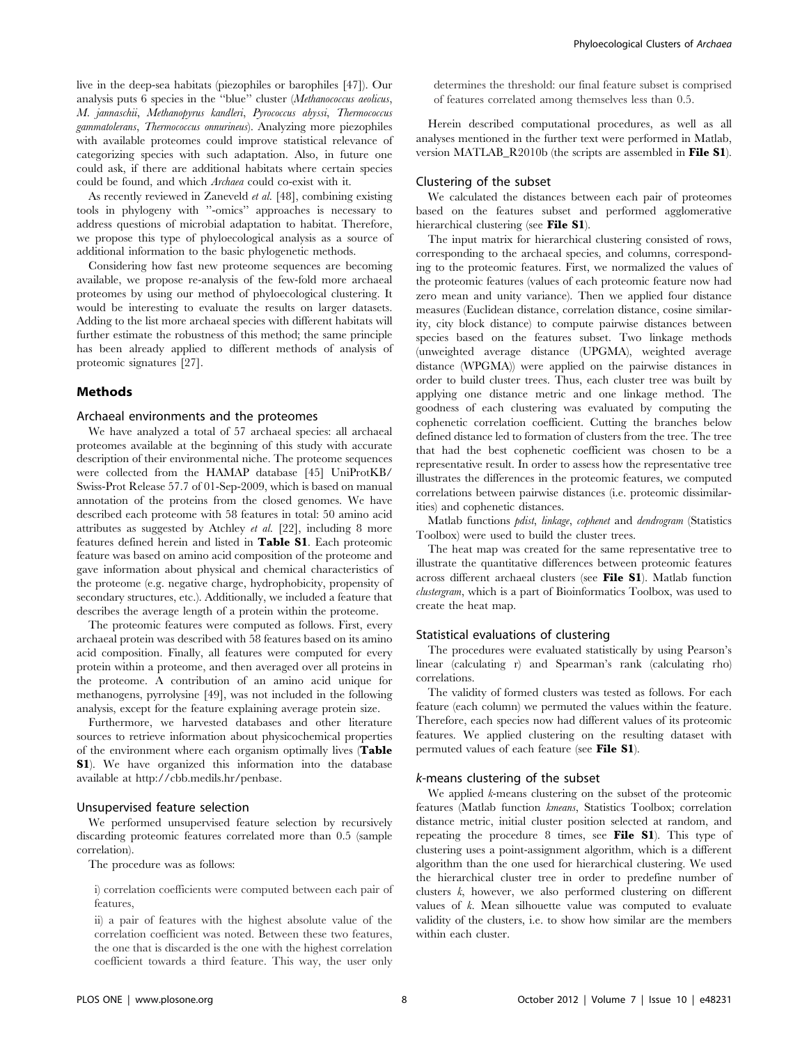live in the deep-sea habitats (piezophiles or barophiles [47]). Our analysis puts 6 species in the "blue" cluster (*Methanococcus aeolicus*, *M. jannaschii*, *Methanopyrus kandleri*, *Pyrococcus abyssi*, *Thermococcus gammatolerans*, *Thermococcus onnurineus*). Analyzing more piezophiles with available proteomes could improve statistical relevance of categorizing species with such adaptation. Also, in future one could ask, if there are additional habitats where certain species could be found, and which *Archaea* could co-exist with it.

As recently reviewed in Zaneveld *et al.* [48], combining existing tools in phylogeny with ''-omics'' approaches is necessary to address questions of microbial adaptation to habitat. Therefore, we propose this type of phyloecological analysis as a source of additional information to the basic phylogenetic methods.

Considering how fast new proteome sequences are becoming available, we propose re-analysis of the few-fold more archaeal proteomes by using our method of phyloecological clustering. It would be interesting to evaluate the results on larger datasets. Adding to the list more archaeal species with different habitats will further estimate the robustness of this method; the same principle has been already applied to different methods of analysis of proteomic signatures [27].

## Methods

### Archaeal environments and the proteomes

We have analyzed a total of 57 archaeal species: all archaeal proteomes available at the beginning of this study with accurate description of their environmental niche. The proteome sequences were collected from the HAMAP database [45] UniProtKB/Swiss-Prot Release 57.7 of 01-Sep-2009, which is based on manual annotation of the proteins from the closed genomes. We have described each proteome with 58 features in total: 50 amino acid attributes as suggested by Atchley *et al.* [22], including 8 more features defined herein and listed in **Table S1**. Each proteomic feature was based on amino acid composition of the proteome and gave information about physical and chemical characteristics of the proteome (e.g. negative charge, hydrophobicity, propensity of secondary structures, etc.). Additionally, we included a feature that describes the average length of a protein within the proteome.

The proteomic features were computed as follows. First, every archaeal protein was described with 58 features based on its amino acid composition. Finally, all features were computed for every protein within a proteome, and then averaged over all proteins in the proteome. A contribution of an amino acid unique for methanogens, pyrrolysine [49], was not included in the following analysis, except for the feature explaining average protein size.

Furthermore, we harvested databases and other literature sources to retrieve information about physicochemical properties of the environment where each organism optimally lives (**Table S1**). We have organized this information into the database available at http://cbb.medils.hr/penbase.

### Unsupervised feature selection

We performed unsupervised feature selection by recursively discarding proteomic features correlated more than 0.5 (sample correlation).

The procedure was as follows:

i) correlation coefficients were computed between each pair of features,

ii) a pair of features with the highest absolute value of the correlation coefficient was noted. Between these two features, the one that is discarded is the one with the highest correlation coefficient towards a third feature. This way, the user only determines the threshold: our final feature subset is comprised of features correlated among themselves less than 0.5.

Herein described computational procedures, as well as all analyses mentioned in the further text were performed in Matlab, version MATLAB_R2010b (the scripts are assembled in **File S1**).

### Clustering of the subset

We calculated the distances between each pair of proteomes based on the features subset and performed agglomerative hierarchical clustering (see **File S1**).

The input matrix for hierarchical clustering consisted of rows, corresponding to the archaeal species, and columns, corresponding to the proteomic features. First, we normalized the values of the proteomic features (values of each proteomic feature now had zero mean and unity variance). Then we applied four distance measures (Euclidean distance, correlation distance, cosine similarity, city block distance) to compute pairwise distances between species based on the features subset. Two linkage methods (unweighted average distance (UPGMA), weighted average distance (WPGMA)) were applied on the pairwise distances in order to build cluster trees. Thus, each cluster tree was built by applying one distance metric and one linkage method. The goodness of each clustering was evaluated by computing the cophenetic correlation coefficient. Cutting the branches below defined distance led to formation of clusters from the tree. The tree that had the best cophenetic coefficient was chosen to be a representative result. In order to assess how the representative tree illustrates the differences in the proteomic features, we computed correlations between pairwise distances (i.e. proteomic dissimilarities) and cophenetic distances.

Matlab functions *pdist*, *linkage*, *cophenet* and *dendrogram* (Statistics Toolbox) were used to build the cluster trees.

The heat map was created for the same representative tree to illustrate the quantitative differences between proteomic features across different archaeal clusters (see **File S1**). Matlab function *clustergram*, which is a part of Bioinformatics Toolbox, was used to create the heat map.

### Statistical evaluations of clustering

The procedures were evaluated statistically by using Pearson's linear (calculating r) and Spearman's rank (calculating rho) correlations.

The validity of formed clusters was tested as follows. For each feature (each column) we permuted the values within the feature. Therefore, each species now had different values of its proteomic features. We applied clustering on the resulting dataset with permuted values of each feature (see **File S1**).

### *k*-means clustering of the subset

We applied *k*-means clustering on the subset of the proteomic features (Matlab function *kmeans*, Statistics Toolbox; correlation distance metric, initial cluster position selected at random, and repeating the procedure 8 times, see **File S1**). This type of clustering uses a point-assignment algorithm, which is a different algorithm than the one used for hierarchical clustering. We used the hierarchical cluster tree in order to predefine number of clusters *k*, however, we also performed clustering on different values of *k*. Mean silhouette value was computed to evaluate validity of the clusters, i.e. to show how similar are the members within each cluster.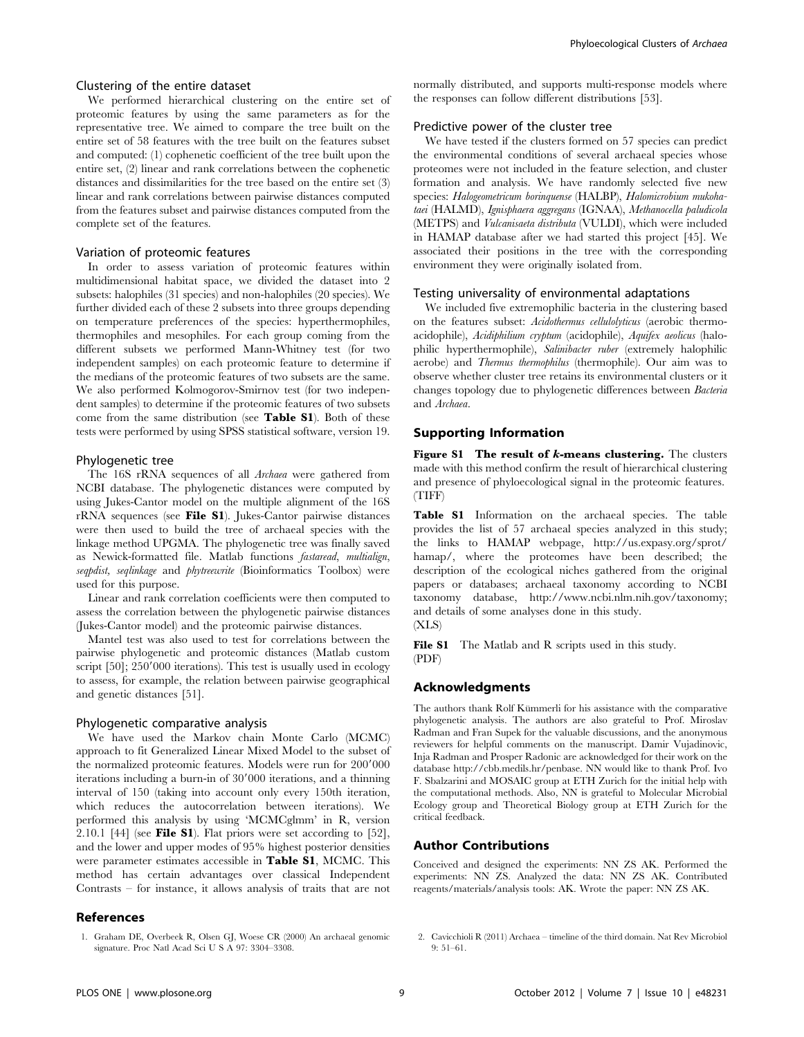### Clustering of the entire dataset

We performed hierarchical clustering on the entire set of proteomic features by using the same parameters as for the representative tree. We aimed to compare the tree built on the entire set of 58 features with the tree built on the features subset and computed: (1) cophenetic coefficient of the tree built upon the entire set, (2) linear and rank correlations between the cophenetic distances and dissimilarities for the tree based on the entire set (3) linear and rank correlations between pairwise distances computed from the features subset and pairwise distances computed from the complete set of the features.

### Variation of proteomic features

In order to assess variation of proteomic features within multidimensional habitat space, we divided the dataset into 2 subsets: halophiles (31 species) and non-halophiles (20 species). We further divided each of these 2 subsets into three groups depending on temperature preferences of the species: hyperthermophiles, thermophiles and mesophiles. For each group coming from the different subsets we performed Mann-Whitney test (for two independent samples) on each proteomic feature to determine if the medians of the proteomic features of two subsets are the same. We also performed Kolmogorov-Smirnov test (for two independent samples) to determine if the proteomic features of two subsets come from the same distribution (see **Table S1**). Both of these tests were performed by using SPSS statistical software, version 19.

### Phylogenetic tree

The 16S rRNA sequences of all *Archaea* were gathered from NCBI database. The phylogenetic distances were computed by using Jukes-Cantor model on the multiple alignment of the 16S rRNA sequences (see **File S1**). Jukes-Cantor pairwise distances were then used to build the tree of archaeal species with the linkage method UPGMA. The phylogenetic tree was finally saved as Newick-formatted file. Matlab functions *fastaread*, *multialign*, *seqpdist*, *seqlinkage* and *phytreewrite* (Bioinformatics Toolbox) were used for this purpose.

Linear and rank correlation coefficients were then computed to assess the correlation between the phylogenetic pairwise distances (Jukes-Cantor model) and the proteomic pairwise distances.

Mantel test was also used to test for correlations between the pairwise phylogenetic and proteomic distances (Matlab custom script [50]; 250′000 iterations). This test is usually used in ecology to assess, for example, the relation between pairwise geographical and genetic distances [51].

### Phylogenetic comparative analysis

We have used the Markov chain Monte Carlo (MCMC) approach to fit Generalized Linear Mixed Model to the subset of the normalized proteomic features. Models were run for 200′000 iterations including a burn-in of 30′000 iterations, and a thinning interval of 150 (taking into account only every 150th iteration, which reduces the autocorrelation between iterations). We performed this analysis by using 'MCMCglmm' in R, version 2.10.1 [44] (see **File S1**). Flat priors were set according to [52], and the lower and upper modes of 95% highest posterior densities were parameter estimates accessible in **Table S1**, MCMC. This method has certain advantages over classical Independent Contrasts – for instance, it allows analysis of traits that are not normally distributed, and supports multi-response models where the responses can follow different distributions [53].

### Predictive power of the cluster tree

We have tested if the clusters formed on 57 species can predict the environmental conditions of several archaeal species whose proteomes were not included in the feature selection, and cluster formation and analysis. We have randomly selected five new species: *Halogeometricum borinquense* (HALBP), *Halomicrobium mukohataei* (HALMD), *Ignisphaera aggregans* (IGNAA), *Methanocella paludicola* (METPS) and *Vulcanisaeta distributa* (VULDI), which were included in HAMAP database after we had started this project [45]. We associated their positions in the tree with the corresponding environment they were originally isolated from.

### Testing universality of environmental adaptations

We included five extremophilic bacteria in the clustering based on the features subset: *Acidothermus cellulolyticus* (aerobic thermoacidophile), *Acidiphilium cryptum* (acidophile), *Aquifex aeolicus* (halophilic hyperthermophile), *Salinibacter ruber* (extremely halophilic aerobe) and *Thermus thermophilus* (thermophile). Our aim was to observe whether cluster tree retains its environmental clusters or it changes topology due to phylogenetic differences between *Bacteria* and *Archaea*.

## Supporting Information

**Figure S1 The result of *k*-means clustering.** The clusters made with this method confirm the result of hierarchical clustering and presence of phyloecological signal in the proteomic features. (TIFF)

**Table S1** Information on the archaeal species. The table provides the list of 57 archaeal species analyzed in this study; the links to HAMAP webpage, http://us.expasy.org/sprot/hamap/, where the proteomes have been described; the description of the ecological niches gathered from the original papers or databases; archaeal taxonomy according to NCBI taxonomy database, http://www.ncbi.nlm.nih.gov/taxonomy; and details of some analyses done in this study.
(XLS)

**File S1** The Matlab and R scripts used in this study.
(PDF)

## Acknowledgments

The authors thank Rolf Kümmerli for his assistance with the comparative phylogenetic analysis. The authors are also grateful to Prof. Miroslav Radman and Fran Supek for the valuable discussions, and the anonymous reviewers for helpful comments on the manuscript. Damir Vujadinovic, Inja Radman and Prosper Radonic are acknowledged for their work on the database http://cbb.medils.hr/penbase. NN would like to thank Prof. Ivo F. Sbalzarini and MOSAIC group at ETH Zurich for the initial help with the computational methods. Also, NN is grateful to Molecular Microbial Ecology group and Theoretical Biology group at ETH Zurich for the critical feedback.

## Author Contributions

Conceived and designed the experiments: NN ZS AK. Performed the experiments: NN ZS. Analyzed the data: NN ZS AK. Contributed reagents/materials/analysis tools: AK. Wrote the paper: NN ZS AK.

## References

1. Graham DE, Overbeek R, Olsen GJ, Woese CR (2000) An archaeal genomic signature. Proc Natl Acad Sci U S A 97: 3304–3308.
2. Cavicchioli R (2011) Archaea – timeline of the third domain. Nat Rev Microbiol 9: 51–61.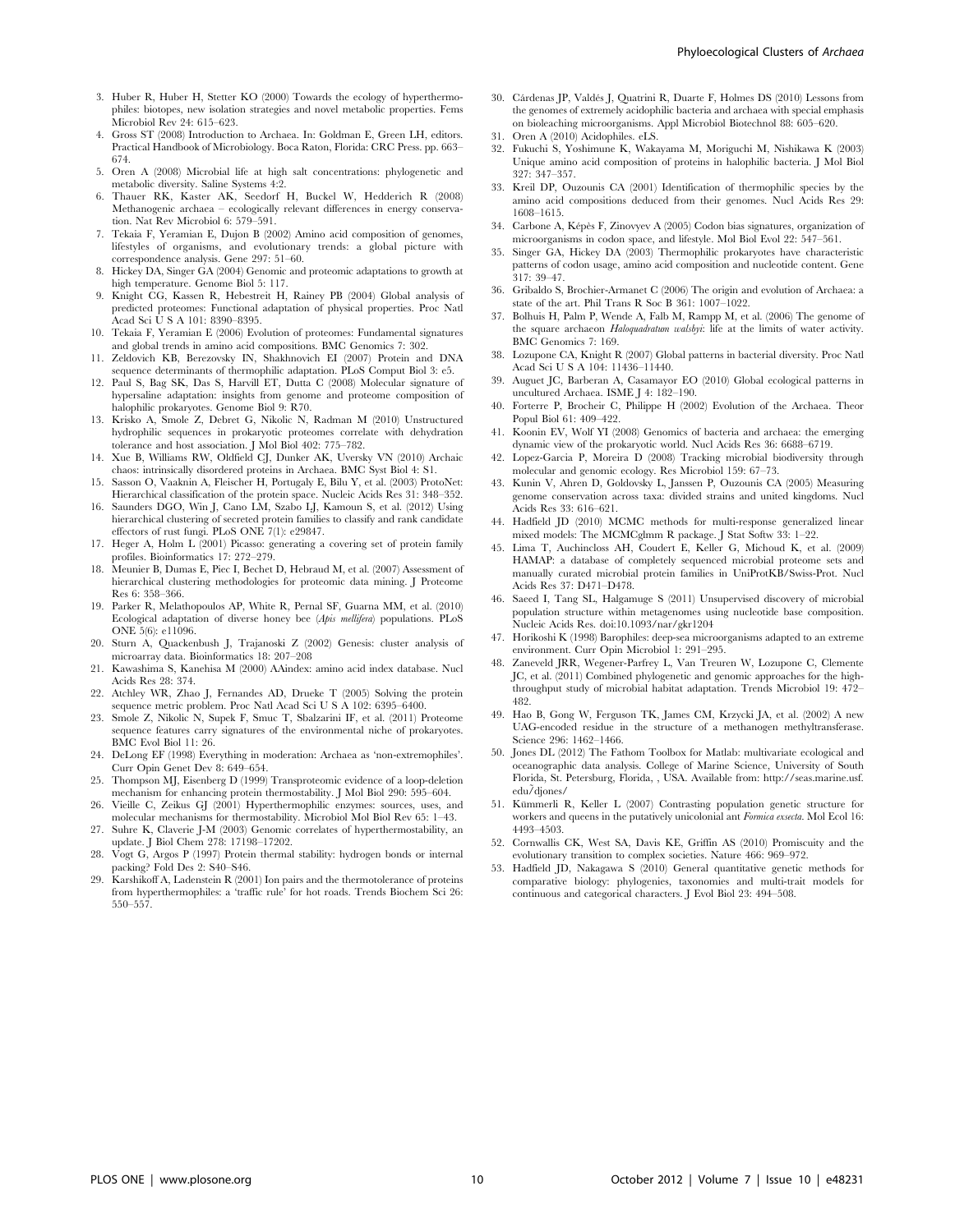3. Huber R, Huber H, Stetter KO (2000) Towards the ecology of hyperthermophiles: biotopes, new isolation strategies and novel metabolic properties. Fems Microbiol Rev 24: 615–623.
4. Gross ST (2008) Introduction to Archaea. In: Goldman E, Green LH, editors. Practical Handbook of Microbiology. Boca Raton, Florida: CRC Press. pp. 663–674.
5. Oren A (2008) Microbial life at high salt concentrations: phylogenetic and metabolic diversity. Saline Systems 4:2.
6. Thauer RK, Kaster AK, Seedorf H, Buckel W, Hedderich R (2008) Methanogenic archaea – ecologically relevant differences in energy conservation. Nat Rev Microbiol 6: 579–591.
7. Tekaia F, Yeramian E, Dujon B (2002) Amino acid composition of genomes, lifestyles of organisms, and evolutionary trends: a global picture with correspondence analysis. Gene 297: 51–60.
8. Hickey DA, Singer GA (2004) Genomic and proteomic adaptations to growth at high temperature. Genome Biol 5: 117.
9. Knight CG, Kassen R, Hebestreit H, Rainey PB (2004) Global analysis of predicted proteomes: Functional adaptation of physical properties. Proc Natl Acad Sci U S A 101: 8390–8395.
10. Tekaia F, Yeramian E (2006) Evolution of proteomes: Fundamental signatures and global trends in amino acid compositions. BMC Genomics 7: 302.
11. Zeldovich KB, Berezovsky IN, Shakhnovich EI (2007) Protein and DNA sequence determinants of thermophilic adaptation. PLoS Comput Biol 3: e5.
12. Paul S, Bag SK, Das S, Harvill ET, Dutta C (2008) Molecular signature of hypersaline adaptation: insights from genome and proteome composition of halophilic prokaryotes. Genome Biol 9: R70.
13. Krisko A, Smole Z, Debret G, Nikolic N, Radman M (2010) Unstructured hydrophilic sequences in prokaryotic proteomes correlate with dehydration tolerance and host association. J Mol Biol 402: 775–782.
14. Xue B, Williams RW, Oldfield CJ, Dunker AK, Uversky VN (2010) Archaic chaos: intrinsically disordered proteins in Archaea. BMC Syst Biol 4: S1.
15. Sasson O, Vaaknin A, Fleischer H, Portugaly E, Bilu Y, et al. (2003) ProtoNet: Hierarchical classification of the protein space. Nucleic Acids Res 31: 348–352.
16. Saunders DGO, Win J, Cano LM, Szabo LJ, Kamoun S, et al. (2012) Using hierarchical clustering of secreted protein families to classify and rank candidate effectors of rust fungi. PLoS ONE 7(1): e29847.
17. Heger A, Holm L (2001) Picasso: generating a covering set of protein family profiles. Bioinformatics 17: 272–279.
18. Meunier B, Dumas E, Piec I, Bechet D, Hebraud M, et al. (2007) Assessment of hierarchical clustering methodologies for proteomic data mining. J Proteome Res 6: 358–366.
19. Parker R, Melathopoulos AP, White R, Pernal SF, Guarna MM, et al. (2010) Ecological adaptation of diverse honey bee (*Apis mellifera*) populations. PLoS ONE 5(6): e11096.
20. Sturn A, Quackenbush J, Trajanoski Z (2002) Genesis: cluster analysis of microarray data. Bioinformatics 18: 207–208
21. Kawashima S, Kanehisa M (2000) AAindex: amino acid index database. Nucl Acids Res 28: 374.
22. Atchley WR, Zhao J, Fernandes AD, Drueke T (2005) Solving the protein sequence metric problem. Proc Natl Acad Sci U S A 102: 6395–6400.
23. Smole Z, Nikolic N, Supek F, Smuc T, Sbalzarini IF, et al. (2011) Proteome sequence features carry signatures of the environmental niche of prokaryotes. BMC Evol Biol 11: 26.
24. DeLong EF (1998) Everything in moderation: Archaea as 'non-extremophiles'. Curr Opin Genet Dev 8: 649–654.
25. Thompson MJ, Eisenberg D (1999) Transproteomic evidence of a loop-deletion mechanism for enhancing protein thermostability. J Mol Biol 290: 595–604.
26. Vieille C, Zeikus GJ (2001) Hyperthermophilic enzymes: sources, uses, and molecular mechanisms for thermostability. Microbiol Mol Biol Rev 65: 1–43.
27. Suhre K, Claverie J-M (2003) Genomic correlates of hyperthermostability, an update. J Biol Chem 278: 17198–17202.
28. Vogt G, Argos P (1997) Protein thermal stability: hydrogen bonds or internal packing? Fold Des 2: S40–S46.
29. Karshikoff A, Ladenstein R (2001) Ion pairs and the thermotolerance of proteins from hyperthermophiles: a 'traffic rule' for hot roads. Trends Biochem Sci 26: 550–557.
30. Cárdenas JP, Valdés J, Quatrini R, Duarte F, Holmes DS (2010) Lessons from the genomes of extremely acidophilic bacteria and archaea with special emphasis on bioleaching microorganisms. Appl Microbiol Biotechnol 88: 605–620.
31. Oren A (2010) Acidophiles. eLS.
32. Fukuchi S, Yoshimune K, Wakayama M, Moriguchi M, Nishikawa K (2003) Unique amino acid composition of proteins in halophilic bacteria. J Mol Biol 327: 347–357.
33. Kreil DP, Ouzounis CA (2001) Identification of thermophilic species by the amino acid compositions deduced from their genomes. Nucl Acids Res 29: 1608–1615.
34. Carbone A, Képès F, Zinovyev A (2005) Codon bias signatures, organization of microorganisms in codon space, and lifestyle. Mol Biol Evol 22: 547–561.
35. Singer GA, Hickey DA (2003) Thermophilic prokaryotes have characteristic patterns of codon usage, amino acid composition and nucleotide content. Gene 317: 39–47.
36. Gribaldo S, Brochier-Armanet C (2006) The origin and evolution of Archaea: a state of the art. Phil Trans R Soc B 361: 1007–1022.
37. Bolhuis H, Palm P, Wende A, Falb M, Rampp M, et al. (2006) The genome of the square archaeon *Haloquadratum walsbyi*: life at the limits of water activity. BMC Genomics 7: 169.
38. Lozupone CA, Knight R (2007) Global patterns in bacterial diversity. Proc Natl Acad Sci U S A 104: 11436–11440.
39. Auguet JC, Barberan A, Casamayor EO (2010) Global ecological patterns in uncultured Archaea. ISME J 4: 182–190.
40. Forterre P, Brocheir C, Philippe H (2002) Evolution of the Archaea. Theor Popul Biol 61: 409–422.
41. Koonin EV, Wolf YI (2008) Genomics of bacteria and archaea: the emerging dynamic view of the prokaryotic world. Nucl Acids Res 36: 6688–6719.
42. Lopez-Garcia P, Moreira D (2008) Tracking microbial biodiversity through molecular and genomic ecology. Res Microbiol 159: 67–73.
43. Kunin V, Ahren D, Goldovsky L, Janssen P, Ouzounis CA (2005) Measuring genome conservation across taxa: divided strains and united kingdoms. Nucl Acids Res 33: 616–621.
44. Hadfield JD (2010) MCMC methods for multi-response generalized linear mixed models: The MCMCglmm R package. J Stat Softw 33: 1–22.
45. Lima T, Auchincloss AH, Coudert E, Keller G, Michoud K, et al. (2009) HAMAP: a database of completely sequenced microbial proteome sets and manually curated microbial protein families in UniProtKB/Swiss-Prot. Nucl Acids Res 37: D471–D478.
46. Saeed I, Tang SL, Halgamuge S (2011) Unsupervised discovery of microbial population structure within metagenomes using nucleotide base composition. Nucleic Acids Res. doi:10.1093/nar/gkr1204
47. Horikoshi K (1998) Barophiles: deep-sea microorganisms adapted to an extreme environment. Curr Opin Microbiol 1: 291–295.
48. Zaneveld JRR, Wegener-Parfrey L, Van Treuren W, Lozupone C, Clemente JC, et al. (2011) Combined phylogenetic and genomic approaches for the high-throughput study of microbial habitat adaptation. Trends Microbiol 19: 472–482.
49. Hao B, Gong W, Ferguson TK, James CM, Krzycki JA, et al. (2002) A new UAG-encoded residue in the structure of a methanogen methyltransferase. Science 296: 1462–1466.
50. Jones DL (2012) The Fathom Toolbox for Matlab: multivariate ecological and oceanographic data analysis. College of Marine Science, University of South Florida, St. Petersburg, Florida, , USA. Available from: http://seas.marine.usf.edu/~djones/
51. Kümmerli R, Keller L (2007) Contrasting population genetic structure for workers and queens in the putatively unicolonial ant *Formica exsecta*. Mol Ecol 16: 4493–4503.
52. Cornwallis CK, West SA, Davis KE, Griffin AS (2010) Promiscuity and the evolutionary transition to complex societies. Nature 466: 969–972.
53. Hadfield JD, Nakagawa S (2010) General quantitative genetic methods for comparative biology: phylogenies, taxonomies and multi-trait models for continuous and categorical characters. J Evol Biol 23: 494–508.